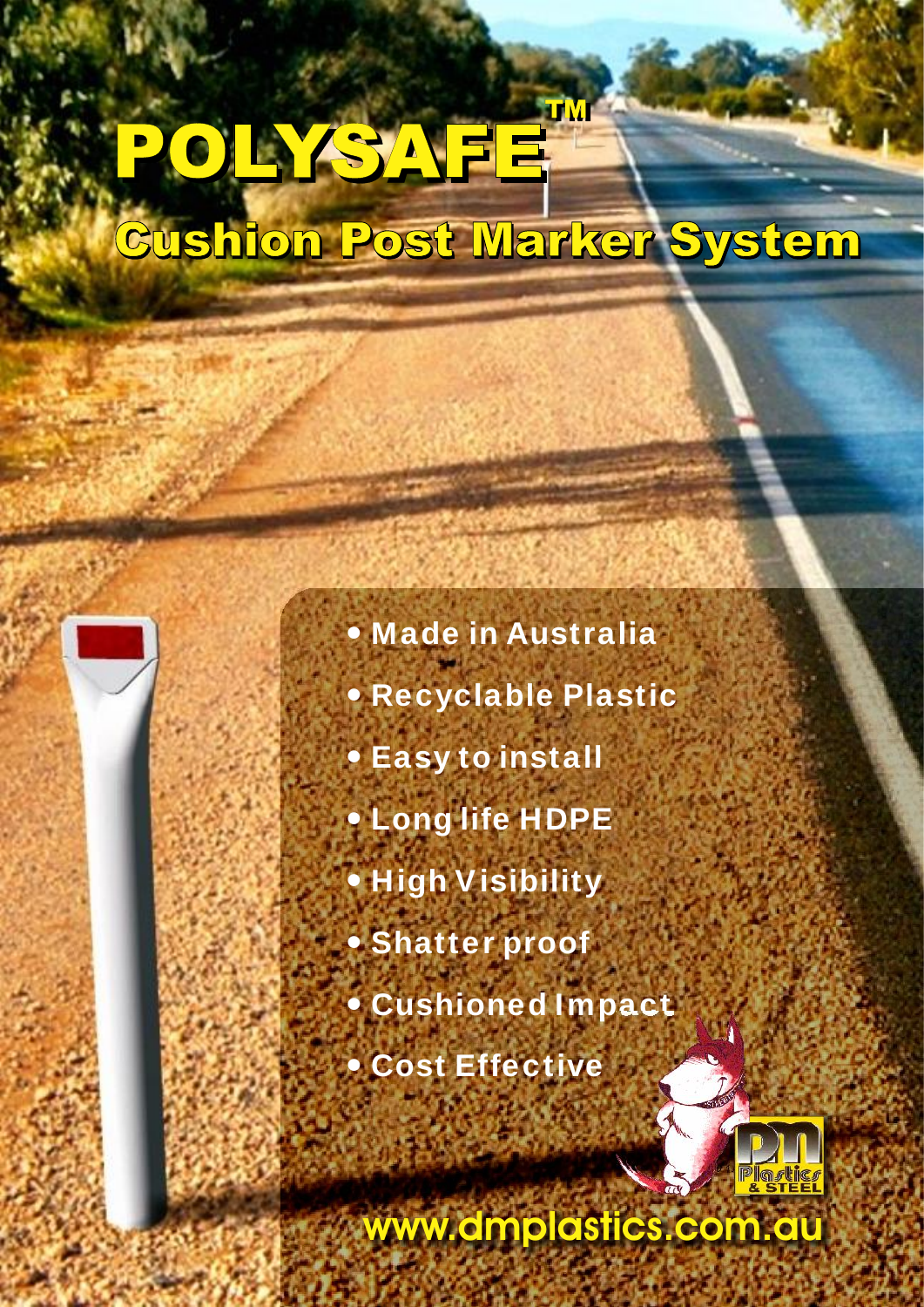# POLYSAFE™

## Cushion Post Marker System

- Made in Australia
- Recyclable Plastic
- Easy to install
- Long life HDPE
- High Visibility
- Shatter proof
- Cushioned Impact
- Cost Effective

DM Plastics & Steel

www.dmplastics.com.au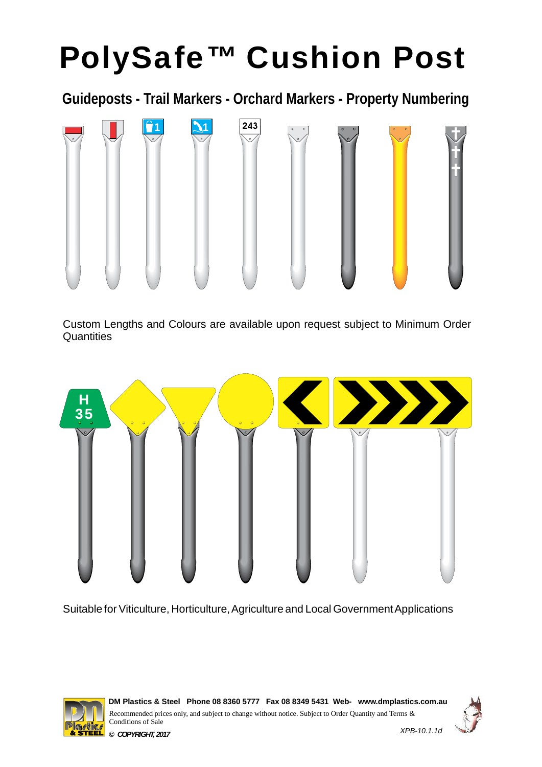# PolySafe™ Cushion Post

## Guideposts - Trail Markers - Orchard Markers - Property Numbering

Custom Lengths and Colours are available upon request subject to Minimum Order Quantities

Suitable for Viticulture, Horticulture, Agriculture and Local Government Applications

**DM Plastics & Steel Phone 08 8360 5777 Fax 08 8349 5431 Web- www.dmplastics.com.au**

Recommended prices only, and subject to change without notice. Subject to Order Quantity and Terms & Conditions of Sale

*© COPYRIGHT, 2017*

*XPB-10.1.1d*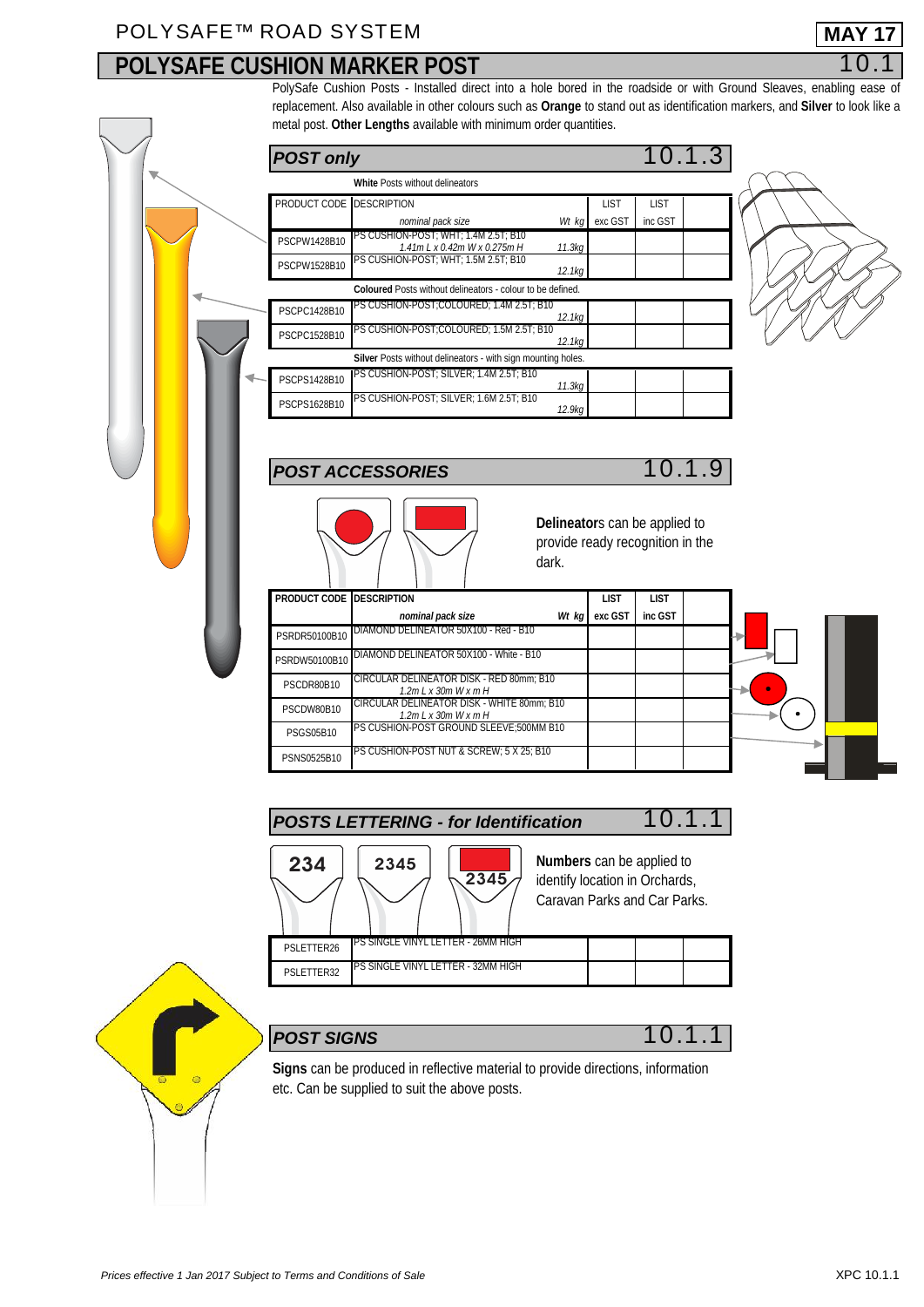# POLYSAFE CUSHION MARKER POST

## 10.1

PolySafe Cushion Posts - Installed direct into a hole bored in the roadside or with Ground Sleeves, enabling ease of replacement. Also available in other colours such as **Orange** to stand out as identification markers, and **Silver** to look like a metal post. **Other Lengths** available with minimum order quantities.

### POST only — 10.1.3

| PRODUCT CODE | DESCRIPTION *nominal pack size* | *Wt kg* | LIST exc GST | LIST inc GST | |
|---|---|---|---|---|---|
| | **White** Posts without delineators | | | | |
| PSCPW1428B10 | PS CUSHION-POST; WHT; 1.4M 2.5T; B10 *1.41m L x 0.42m W x 0.275m H* | *11.3kg* | | | |
| PSCPW1528B10 | PS CUSHION-POST; WHT; 1.5M 2.5T; B10 | *12.1kg* | | | |
| | **Coloured** Posts without delineators - colour to be defined. | | | | |
| PSCPC1428B10 | PS CUSHION-POST;COLOURED; 1.4M 2.5T; B10 | *12.1kg* | | | |
| PSCPC1528B10 | PS CUSHION-POST;COLOURED; 1.5M 2.5T; B10 | *12.1kg* | | | |
| | **Silver** Posts without delineators - with sign mounting holes. | | | | |
| PSCPS1428B10 | PS CUSHION-POST; SILVER; 1.4M 2.5T; B10 | *11.3kg* | | | |
| PSCPS1628B10 | PS CUSHION-POST; SILVER; 1.6M 2.5T; B10 | *12.9kg* | | | |

### POST ACCESSORIES — 10.1.9

**Delineators** can be applied to provide ready recognition in the dark.

| PRODUCT CODE | DESCRIPTION *nominal pack size* | *Wt kg* | LIST exc GST | LIST inc GST | |
|---|---|---|---|---|---|
| PSRDR50100B10 | DIAMOND DELINEATOR 50X100 - Red - B10 | | | | |
| PSRDW50100B10 | DIAMOND DELINEATOR 50X100 - White - B10 | | | | |
| PSCDR80B10 | CIRCULAR DELINEATOR DISK - RED 80mm; B10 *1.2m L x 30m W x m H* | | | | |
| PSCDW80B10 | CIRCULAR DELINEATOR DISK - WHITE 80mm; B10 *1.2m L x 30m W x m H* | | | | |
| PSGS05B10 | PS CUSHION-POST GROUND SLEEVE;500MM B10 | | | | |
| PSNS0525B10 | PS CUSHION-POST NUT & SCREW; 5 X 25; B10 | | | | |

### POSTS LETTERING - for Identification — 10.1.1

**Numbers** can be applied to identify location in Orchards, Caravan Parks and Car Parks.

| PRODUCT CODE | DESCRIPTION | | | |
|---|---|---|---|---|
| PSLETTER26 | PS SINGLE VINYL LETTER - 26MM HIGH | | | |
| PSLETTER32 | PS SINGLE VINYL LETTER - 32MM HIGH | | | |

### POST SIGNS — 10.1.1

**Signs** can be produced in reflective material to provide directions, information etc. Can be supplied to suit the above posts.

*Prices effective 1 Jan 2017 Subject to Terms and Conditions of Sale*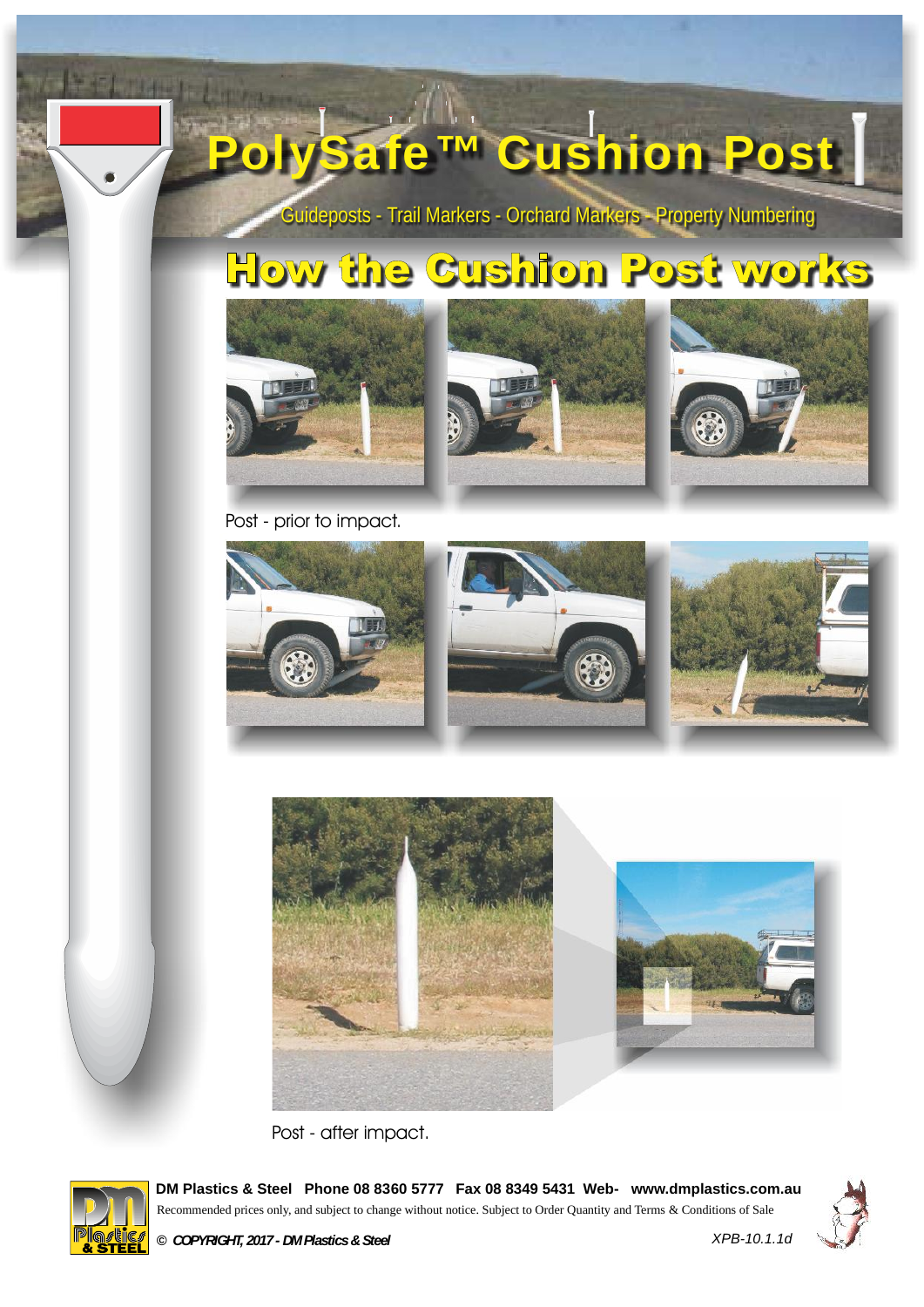# PolySafe™ Cushion Post

Guideposts - Trail Markers - Orchard Markers - Property Numbering

## How the Cushion Post works

Post - prior to impact.

Post - after impact.

**DM Plastics & Steel Phone 08 8360 5777 Fax 08 8349 5431 Web- www.dmplastics.com.au**

Recommended prices only, and subject to change without notice. Subject to Order Quantity and Terms & Conditions of Sale

***© COPYRIGHT, 2017 - DM Plastics & Steel***

*XPB-10.1.1d*